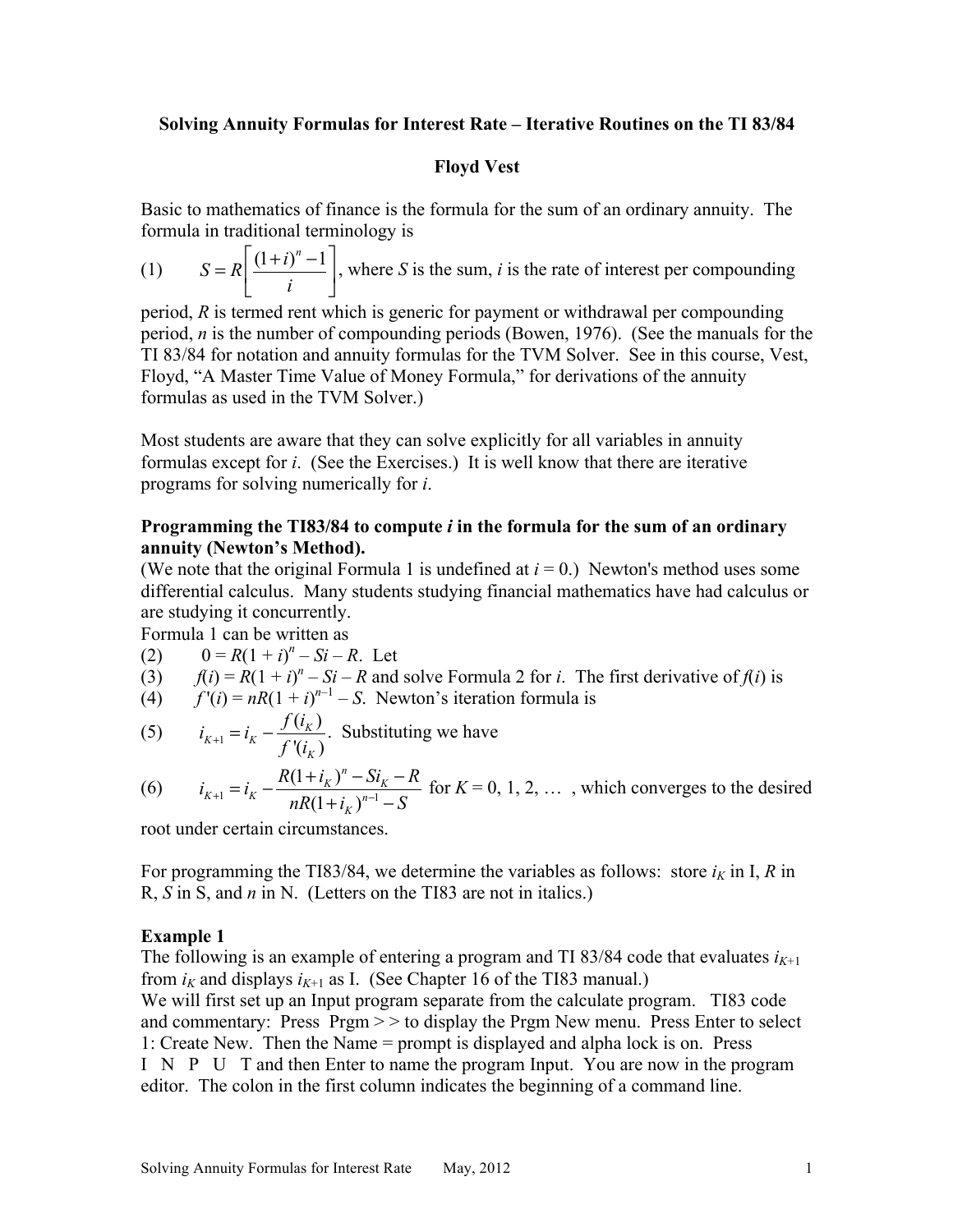# Solving Annuity Formulas for Interest Rate – Iterative Routines on the TI 83/84

**Floyd Vest**

Basic to mathematics of finance is the formula for the sum of an ordinary annuity. The formula in traditional terminology is

(1) $S = R\left[\dfrac{(1+i)^n - 1}{i}\right]$, where $S$ is the sum, $i$ is the rate of interest per compounding period, $R$ is termed rent which is generic for payment or withdrawal per compounding period, $n$ is the number of compounding periods (Bowen, 1976). (See the manuals for the TI 83/84 for notation and annuity formulas for the TVM Solver. See in this course, Vest, Floyd, "A Master Time Value of Money Formula," for derivations of the annuity formulas as used in the TVM Solver.)

Most students are aware that they can solve explicitly for all variables in annuity formulas except for $i$. (See the Exercises.) It is well know that there are iterative programs for solving numerically for $i$.

**Programming the TI83/84 to compute $i$ in the formula for the sum of an ordinary annuity (Newton's Method).**

(We note that the original Formula 1 is undefined at $i = 0$.) Newton's method uses some differential calculus. Many students studying financial mathematics have had calculus or are studying it concurrently.

Formula 1 can be written as

(2) $0 = R(1 + i)^n - Si - R$. Let

(3) $f(i) = R(1 + i)^n - Si - R$ and solve Formula 2 for $i$. The first derivative of $f(i)$ is

(4) $f\,'(i) = nR(1 + i)^{n-1} - S$. Newton's iteration formula is

(5) $i_{K+1} = i_K - \dfrac{f(i_K)}{f\,'(i_K)}$. Substituting we have

(6) $i_{K+1} = i_K - \dfrac{R(1+i_K)^n - Si_K - R}{nR(1+i_K)^{n-1} - S}$ for $K = 0, 1, 2, \ldots$ , which converges to the desired root under certain circumstances.

For programming the TI83/84, we determine the variables as follows: store $i_K$ in I, $R$ in R, $S$ in S, and $n$ in N. (Letters on the TI83 are not in italics.)

**Example 1**

The following is an example of entering a program and TI 83/84 code that evaluates $i_{K+1}$ from $i_K$ and displays $i_{K+1}$ as I. (See Chapter 16 of the TI83 manual.)

We will first set up an Input program separate from the calculate program. TI83 code and commentary: Press Prgm > > to display the Prgm New menu. Press Enter to select 1: Create New. Then the Name = prompt is displayed and alpha lock is on. Press I N P U T and then Enter to name the program Input. You are now in the program editor. The colon in the first column indicates the beginning of a command line.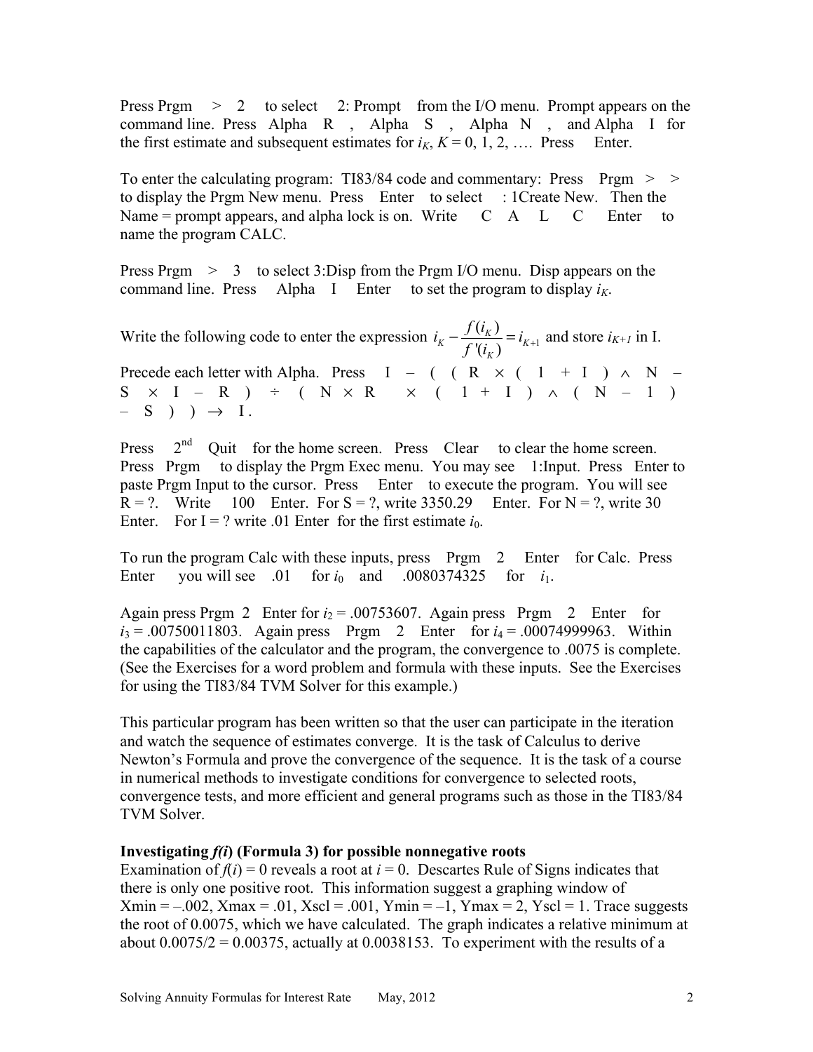Press Prgm > 2 to select 2: Prompt from the I/O menu. Prompt appears on the command line. Press Alpha R , Alpha S , Alpha N , and Alpha I for the first estimate and subsequent estimates for $i_K$, $K = 0, 1, 2, \ldots$. Press Enter.

To enter the calculating program: TI83/84 code and commentary: Press Prgm > > to display the Prgm New menu. Press Enter to select : 1Create New. Then the Name = prompt appears, and alpha lock is on. Write C A L C Enter to name the program CALC.

Press Prgm > 3 to select 3:Disp from the Prgm I/O menu. Disp appears on the command line. Press Alpha I Enter to set the program to display $i_K$.

Write the following code to enter the expression $i_K - \dfrac{f(i_K)}{f'(i_K)} = i_{K+1}$ and store $i_{K+1}$ in I.

Precede each letter with Alpha. Press I – ( ( R × ( 1 + I ) ∧ N – S × I – R ) ÷ ( N × R × ( 1 + I ) ∧ ( N – 1 ) – S ) ) → I .

Press 2nd Quit for the home screen. Press Clear to clear the home screen. Press Prgm to display the Prgm Exec menu. You may see 1:Input. Press Enter to paste Prgm Input to the cursor. Press Enter to execute the program. You will see R = ?. Write 100 Enter. For S = ?, write 3350.29 Enter. For N = ?, write 30 Enter. For I = ? write .01 Enter for the first estimate $i_0$.

To run the program Calc with these inputs, press Prgm 2 Enter for Calc. Press Enter you will see .01 for $i_0$ and .0080374325 for $i_1$.

Again press Prgm 2 Enter for $i_2$ = .00753607. Again press Prgm 2 Enter for $i_3$ = .00750011803. Again press Prgm 2 Enter for $i_4$ = .00074999963. Within the capabilities of the calculator and the program, the convergence to .0075 is complete. (See the Exercises for a word problem and formula with these inputs. See the Exercises for using the TI83/84 TVM Solver for this example.)

This particular program has been written so that the user can participate in the iteration and watch the sequence of estimates converge. It is the task of Calculus to derive Newton's Formula and prove the convergence of the sequence. It is the task of a course in numerical methods to investigate conditions for convergence to selected roots, convergence tests, and more efficient and general programs such as those in the TI83/84 TVM Solver.

**Investigating *f*(*i*) (Formula 3) for possible nonnegative roots**

Examination of $f(i) = 0$ reveals a root at $i = 0$. Descartes Rule of Signs indicates that there is only one positive root. This information suggest a graphing window of Xmin = –.002, Xmax = .01, Xscl = .001, Ymin = –1, Ymax = 2, Yscl = 1. Trace suggests the root of 0.0075, which we have calculated. The graph indicates a relative minimum at about 0.0075/2 = 0.00375, actually at 0.0038153. To experiment with the results of a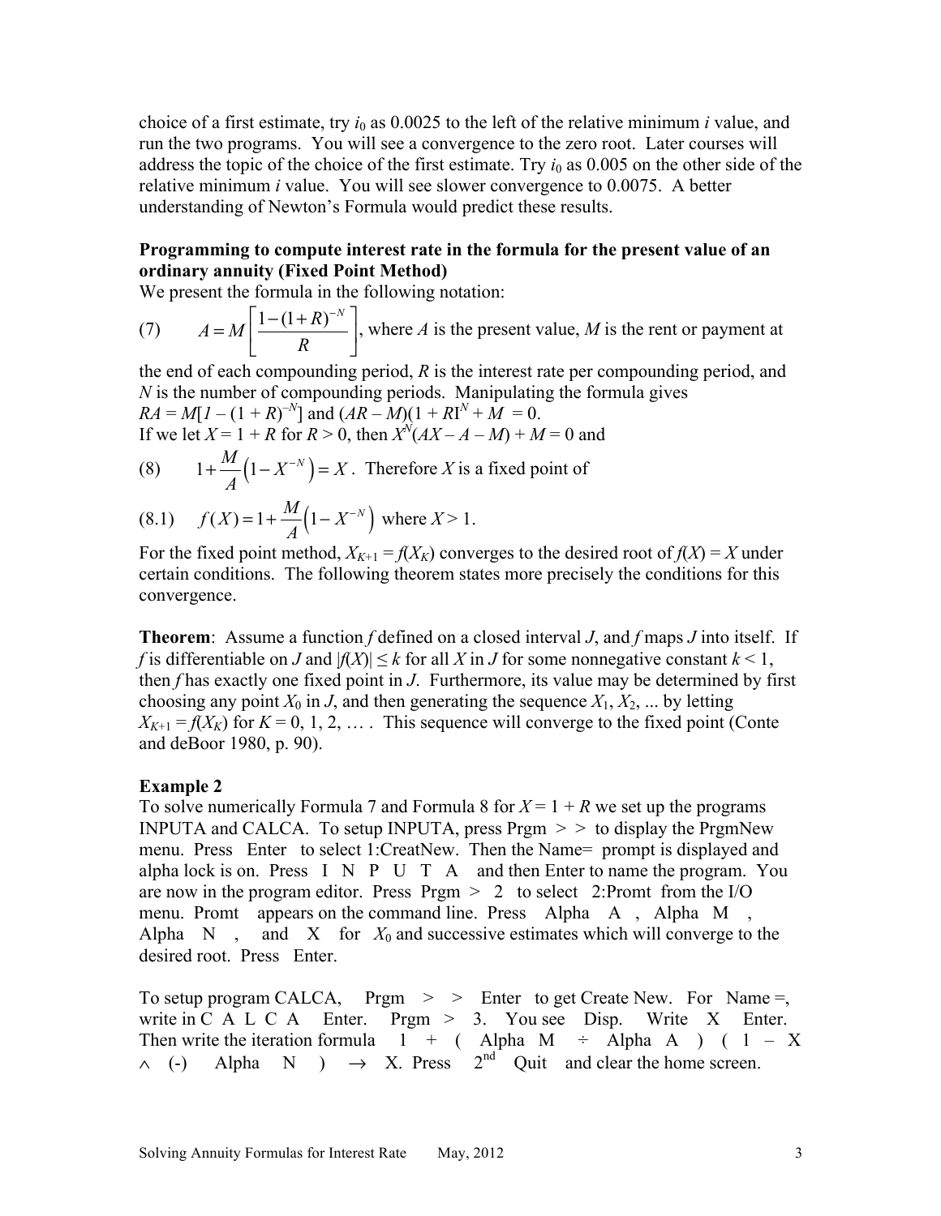choice of a first estimate, try $i_0$ as 0.0025 to the left of the relative minimum $i$ value, and run the two programs. You will see a convergence to the zero root. Later courses will address the topic of the choice of the first estimate. Try $i_0$ as 0.005 on the other side of the relative minimum $i$ value. You will see slower convergence to 0.0075. A better understanding of Newton's Formula would predict these results.

**Programming to compute interest rate in the formula for the present value of an ordinary annuity (Fixed Point Method)**

We present the formula in the following notation:

(7) $\quad A = M\left[\dfrac{1-(1+R)^{-N}}{R}\right]$, where $A$ is the present value, $M$ is the rent or payment at the end of each compounding period, $R$ is the interest rate per compounding period, and $N$ is the number of compounding periods. Manipulating the formula gives $RA = M[1-(1+R)^{-N}]$ and $(AR-M)(1+RI^{N} + M = 0$.

If we let $X = 1 + R$ for $R > 0$, then $X^N(AX - A - M) + M = 0$ and

(8) $\quad 1 + \dfrac{M}{A}\left(1 - X^{-N}\right) = X$. Therefore $X$ is a fixed point of

(8.1) $\quad f(X) = 1 + \dfrac{M}{A}\left(1 - X^{-N}\right)$ where $X > 1$.

For the fixed point method, $X_{K+1} = f(X_K)$ converges to the desired root of $f(X) = X$ under certain conditions. The following theorem states more precisely the conditions for this convergence.

**Theorem**: Assume a function $f$ defined on a closed interval $J$, and $f$ maps $J$ into itself. If $f$ is differentiable on $J$ and $|f(X)| \le k$ for all $X$ in $J$ for some nonnegative constant $k < 1$, then $f$ has exactly one fixed point in $J$. Furthermore, its value may be determined by first choosing any point $X_0$ in $J$, and then generating the sequence $X_1, X_2, \ldots$ by letting $X_{K+1} = f(X_K)$ for $K = 0, 1, 2, \ldots$. This sequence will converge to the fixed point (Conte and deBoor 1980, p. 90).

**Example 2**

To solve numerically Formula 7 and Formula 8 for $X = 1 + R$ we set up the programs INPUTA and CALCA. To setup INPUTA, press Prgm > > to display the PrgmNew menu. Press Enter to select 1:CreatNew. Then the Name= prompt is displayed and alpha lock is on. Press I N P U T A and then Enter to name the program. You are now in the program editor. Press Prgm > 2 to select 2:Promt from the I/O menu. Promt appears on the command line. Press Alpha A , Alpha M , Alpha N , and X for $X_0$ and successive estimates which will converge to the desired root. Press Enter.

To setup program CALCA, Prgm > > Enter to get Create New. For Name =, write in C A L C A Enter. Prgm > 3. You see Disp. Write X Enter. Then write the iteration formula 1 + ( Alpha M ÷ Alpha A ) ( 1 – X ∧ (-) Alpha N ) → X. Press 2nd Quit and clear the home screen.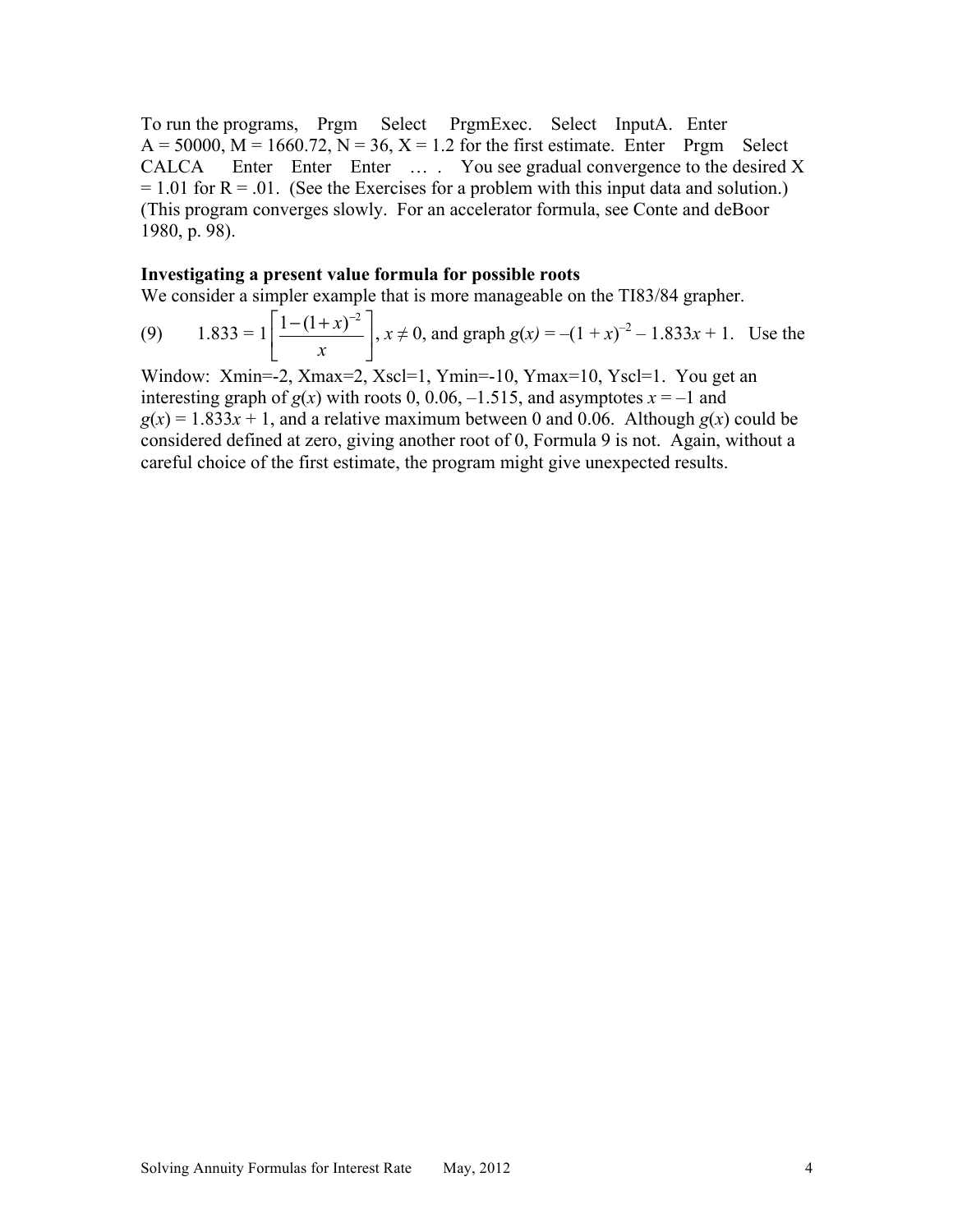To run the programs, Prgm Select PrgmExec. Select InputA. Enter $A = 50000$, $M = 1660.72$, $N = 36$, $X = 1.2$ for the first estimate. Enter Prgm Select CALCA Enter Enter Enter … . You see gradual convergence to the desired $X = 1.01$ for $R = .01$. (See the Exercises for a problem with this input data and solution.) (This program converges slowly. For an accelerator formula, see Conte and deBoor 1980, p. 98).

**Investigating a present value formula for possible roots**

We consider a simpler example that is more manageable on the TI83/84 grapher.

(9) $\quad 1.833 = 1\left[\dfrac{1-(1+x)^{-2}}{x}\right]$, $x \neq 0$, and graph $g(x) = -(1 + x)^{-2} - 1.833x + 1$. Use the Window: Xmin=-2, Xmax=2, Xscl=1, Ymin=-10, Ymax=10, Yscl=1. You get an interesting graph of $g(x)$ with roots 0, 0.06, –1.515, and asymptotes $x = -1$ and $g(x) = 1.833x + 1$, and a relative maximum between 0 and 0.06. Although $g(x)$ could be considered defined at zero, giving another root of 0, Formula 9 is not. Again, without a careful choice of the first estimate, the program might give unexpected results.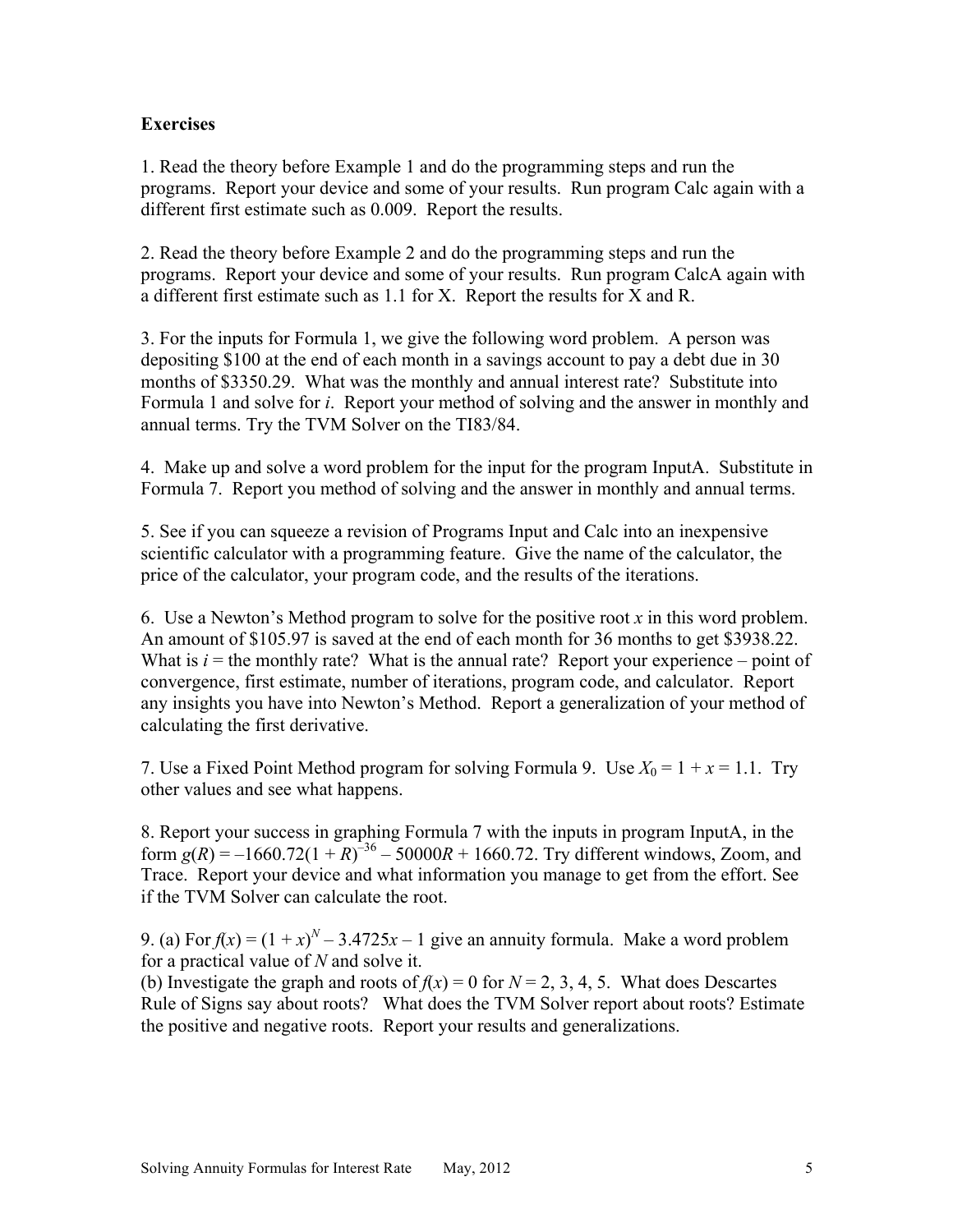**Exercises**

1. Read the theory before Example 1 and do the programming steps and run the programs. Report your device and some of your results. Run program Calc again with a different first estimate such as 0.009. Report the results.

2. Read the theory before Example 2 and do the programming steps and run the programs. Report your device and some of your results. Run program CalcA again with a different first estimate such as 1.1 for X. Report the results for X and R.

3. For the inputs for Formula 1, we give the following word problem. A person was depositing $100 at the end of each month in a savings account to pay a debt due in 30 months of $3350.29. What was the monthly and annual interest rate? Substitute into Formula 1 and solve for *i*. Report your method of solving and the answer in monthly and annual terms. Try the TVM Solver on the TI83/84.

4. Make up and solve a word problem for the input for the program InputA. Substitute in Formula 7. Report you method of solving and the answer in monthly and annual terms.

5. See if you can squeeze a revision of Programs Input and Calc into an inexpensive scientific calculator with a programming feature. Give the name of the calculator, the price of the calculator, your program code, and the results of the iterations.

6. Use a Newton's Method program to solve for the positive root $x$ in this word problem. An amount of $105.97 is saved at the end of each month for 36 months to get $3938.22. What is $i$ = the monthly rate? What is the annual rate? Report your experience – point of convergence, first estimate, number of iterations, program code, and calculator. Report any insights you have into Newton's Method. Report a generalization of your method of calculating the first derivative.

7. Use a Fixed Point Method program for solving Formula 9. Use $X_0 = 1 + x = 1.1$. Try other values and see what happens.

8. Report your success in graphing Formula 7 with the inputs in program InputA, in the form $g(R) = -1660.72(1 + R)^{-36} - 50000R + 1660.72$. Try different windows, Zoom, and Trace. Report your device and what information you manage to get from the effort. See if the TVM Solver can calculate the root.

9. (a) For $f(x) = (1 + x)^N - 3.4725x - 1$ give an annuity formula. Make a word problem for a practical value of $N$ and solve it.
(b) Investigate the graph and roots of $f(x) = 0$ for $N = 2, 3, 4, 5$. What does Descartes Rule of Signs say about roots? What does the TVM Solver report about roots? Estimate the positive and negative roots. Report your results and generalizations.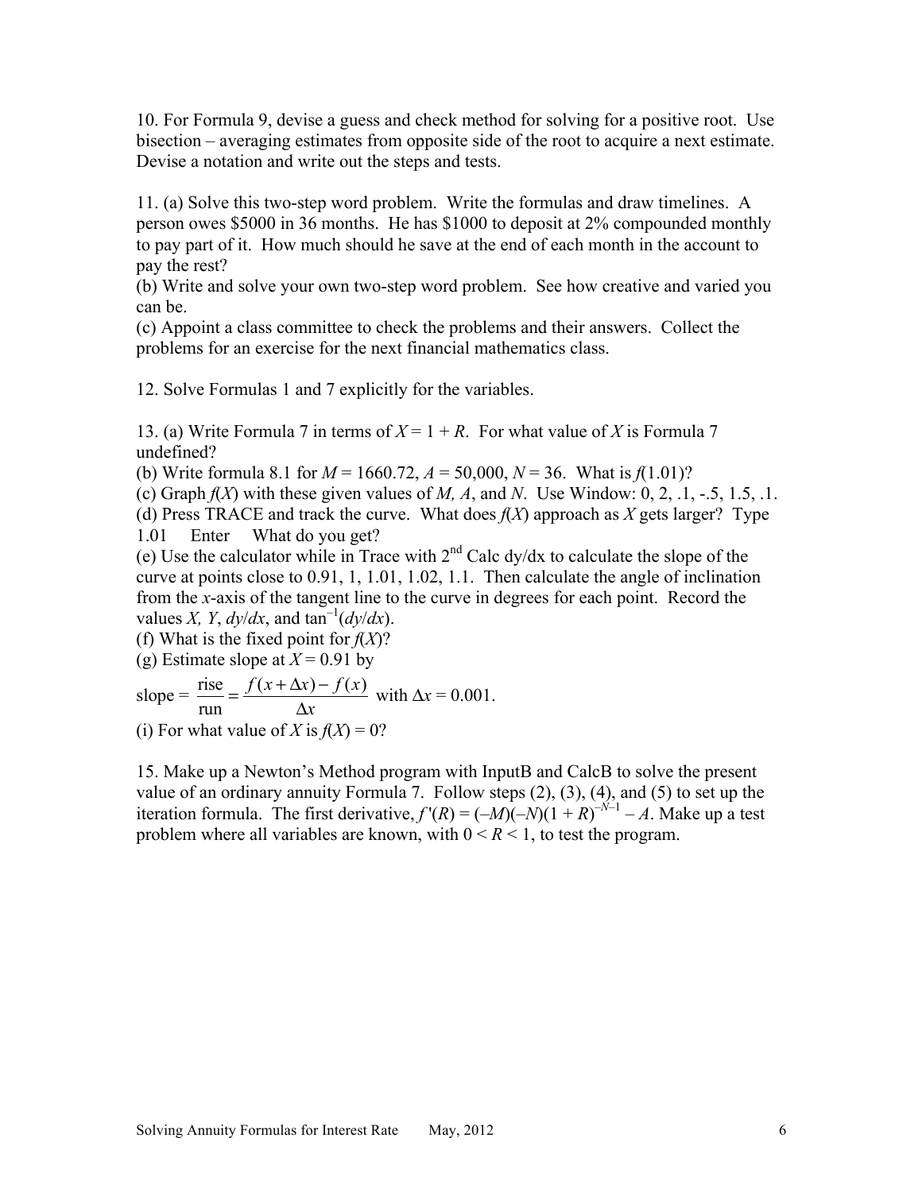10. For Formula 9, devise a guess and check method for solving for a positive root. Use bisection – averaging estimates from opposite side of the root to acquire a next estimate. Devise a notation and write out the steps and tests.

11. (a) Solve this two-step word problem. Write the formulas and draw timelines. A person owes $5000 in 36 months. He has $1000 to deposit at 2% compounded monthly to pay part of it. How much should he save at the end of each month in the account to pay the rest?
(b) Write and solve your own two-step word problem. See how creative and varied you can be.
(c) Appoint a class committee to check the problems and their answers. Collect the problems for an exercise for the next financial mathematics class.

12. Solve Formulas 1 and 7 explicitly for the variables.

13. (a) Write Formula 7 in terms of $X = 1 + R$. For what value of $X$ is Formula 7 undefined?
(b) Write formula 8.1 for $M = 1660.72$, $A = 50{,}000$, $N = 36$. What is $f(1.01)$?
(c) Graph $f(X)$ with these given values of $M$, $A$, and $N$. Use Window: 0, 2, .1, -.5, 1.5, .1.
(d) Press TRACE and track the curve. What does $f(X)$ approach as $X$ gets larger? Type 1.01 Enter What do you get?
(e) Use the calculator while in Trace with 2[nd] Calc dy/dx to calculate the slope of the curve at points close to 0.91, 1, 1.01, 1.02, 1.1. Then calculate the angle of inclination from the $x$-axis of the tangent line to the curve in degrees for each point. Record the values $X$, $Y$, $dy/dx$, and $\tan^{-1}(dy/dx)$.
(f) What is the fixed point for $f(X)$?
(g) Estimate slope at $X = 0.91$ by

$$\text{slope} = \frac{\text{rise}}{\text{run}} = \frac{f(x+\Delta x) - f(x)}{\Delta x} \text{ with } \Delta x = 0.001.$$

(i) For what value of $X$ is $f(X) = 0$?

15. Make up a Newton's Method program with InputB and CalcB to solve the present value of an ordinary annuity Formula 7. Follow steps (2), (3), (4), and (5) to set up the iteration formula. The first derivative, $f'(R) = (-M)(-N)(1 + R)^{-N-1} - A$. Make up a test problem where all variables are known, with $0 < R < 1$, to test the program.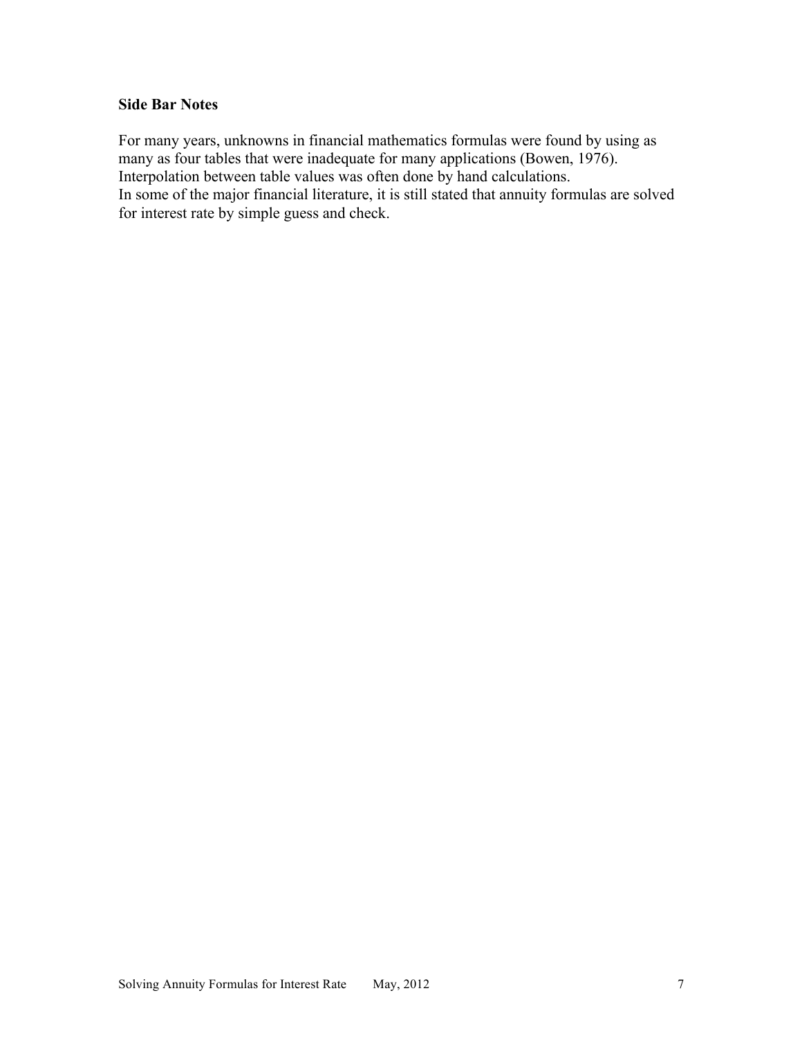**Side Bar Notes**

For many years, unknowns in financial mathematics formulas were found by using as many as four tables that were inadequate for many applications (Bowen, 1976). Interpolation between table values was often done by hand calculations.
In some of the major financial literature, it is still stated that annuity formulas are solved for interest rate by simple guess and check.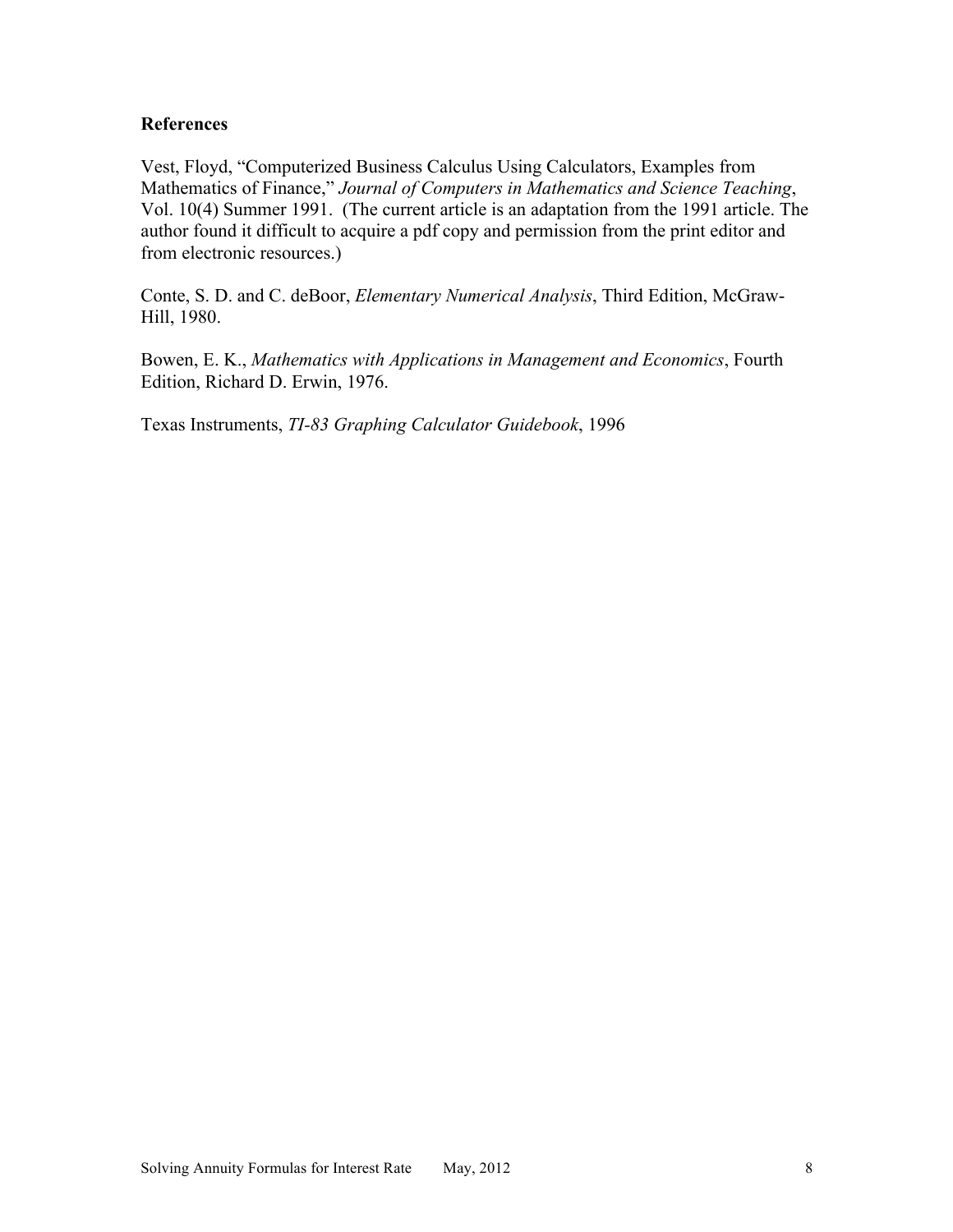**References**

Vest, Floyd, "Computerized Business Calculus Using Calculators, Examples from Mathematics of Finance," *Journal of Computers in Mathematics and Science Teaching*, Vol. 10(4) Summer 1991. (The current article is an adaptation from the 1991 article. The author found it difficult to acquire a pdf copy and permission from the print editor and from electronic resources.)

Conte, S. D. and C. deBoor, *Elementary Numerical Analysis*, Third Edition, McGraw-Hill, 1980.

Bowen, E. K., *Mathematics with Applications in Management and Economics*, Fourth Edition, Richard D. Erwin, 1976.

Texas Instruments, *TI-83 Graphing Calculator Guidebook*, 1996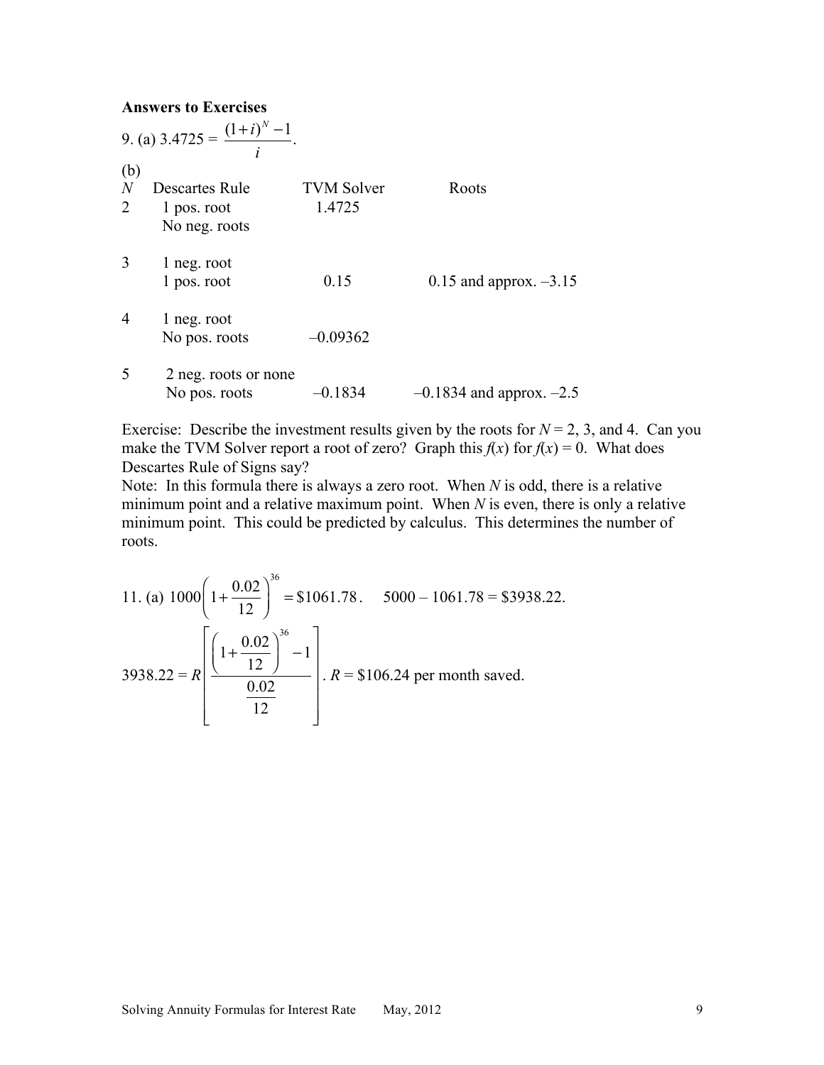**Answers to Exercises**

9. (a) $3.4725 = \dfrac{(1+i)^N - 1}{i}$.

(b)

| $N$ | Descartes Rule | TVM Solver | Roots |
|---|---|---|---|
| 2 | 1 pos. root<br>No neg. roots | 1.4725 | |
| 3 | 1 neg. root<br>1 pos. root | 0.15 | 0.15 and approx. –3.15 |
| 4 | 1 neg. root<br>No pos. roots | –0.09362 | |
| 5 | 2 neg. roots or none<br>No pos. roots | –0.1834 | –0.1834 and approx. –2.5 |

Exercise: Describe the investment results given by the roots for $N = 2$, 3, and 4. Can you make the TVM Solver report a root of zero? Graph this $f(x)$ for $f(x) = 0$. What does Descartes Rule of Signs say?

Note: In this formula there is always a zero root. When $N$ is odd, there is a relative minimum point and a relative maximum point. When $N$ is even, there is only a relative minimum point. This could be predicted by calculus. This determines the number of roots.

11. (a) $1000\left(1+\dfrac{0.02}{12}\right)^{36} = \$1061.78$. 5000 – 1061.78 = \$3938.22.

$$3938.22 = R\left[\frac{\left(1+\dfrac{0.02}{12}\right)^{36} - 1}{\dfrac{0.02}{12}}\right].$$ $R = \$106.24$ per month saved.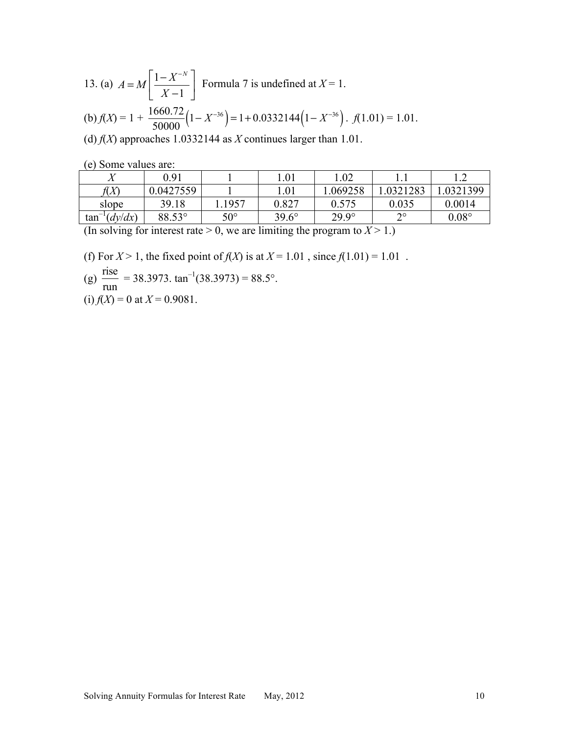13. (a) $A = M\left[\dfrac{1-X^{-N}}{X-1}\right]$ Formula 7 is undefined at $X = 1$.

(b) $f(X) = 1 + \dfrac{1660.72}{50000}\left(1-X^{-36}\right) = 1 + 0.0332144\left(1-X^{-36}\right)$. $f(1.01) = 1.01$.

(d) $f(X)$ approaches 1.0332144 as $X$ continues larger than 1.01.

(e) Some values are:

| $X$ | 0.91 | 1 | 1.01 | 1.02 | 1.1 | 1.2 |
|---|---|---|---|---|---|---|
| $f(X)$ | 0.0427559 | 1 | 1.01 | 1.069258 | 1.0321283 | 1.0321399 |
| slope | 39.18 | 1.1957 | 0.827 | 0.575 | 0.035 | 0.0014 |
| $\tan^{-1}(dy/dx)$ | 88.53° | 50° | 39.6° | 29.9° | 2° | 0.08° |

(In solving for interest rate > 0, we are limiting the program to $X > 1$.)

(f) For $X > 1$, the fixed point of $f(X)$ is at $X = 1.01$ , since $f(1.01) = 1.01$ .

(g) $\dfrac{\text{rise}}{\text{run}} = 38.3973$. $\tan^{-1}(38.3973) = 88.5°$.

(i) $f(X) = 0$ at $X = 0.9081$.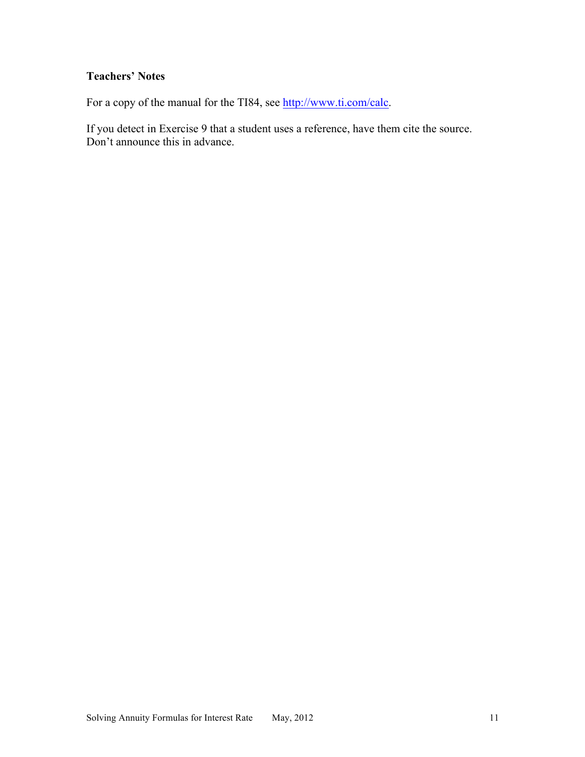**Teachers' Notes**

For a copy of the manual for the TI84, see http://www.ti.com/calc.

If you detect in Exercise 9 that a student uses a reference, have them cite the source. Don't announce this in advance.